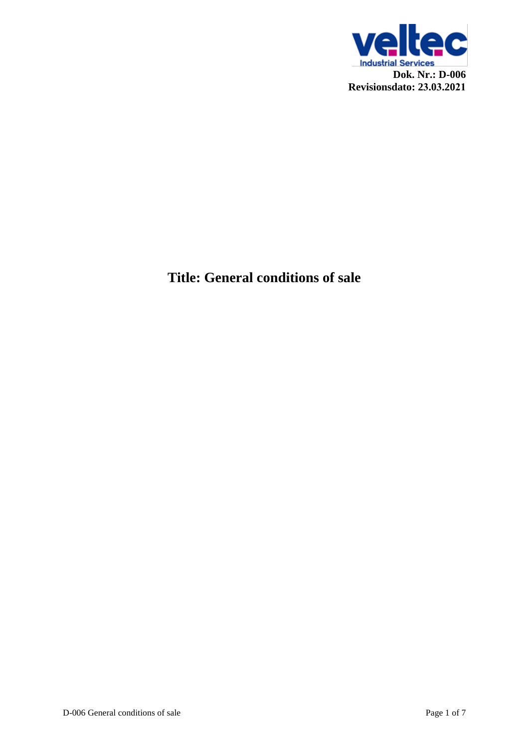**Dok. Nr.: D-006**
**Revisionsdato: 23.03.2021**

# Title: General conditions of sale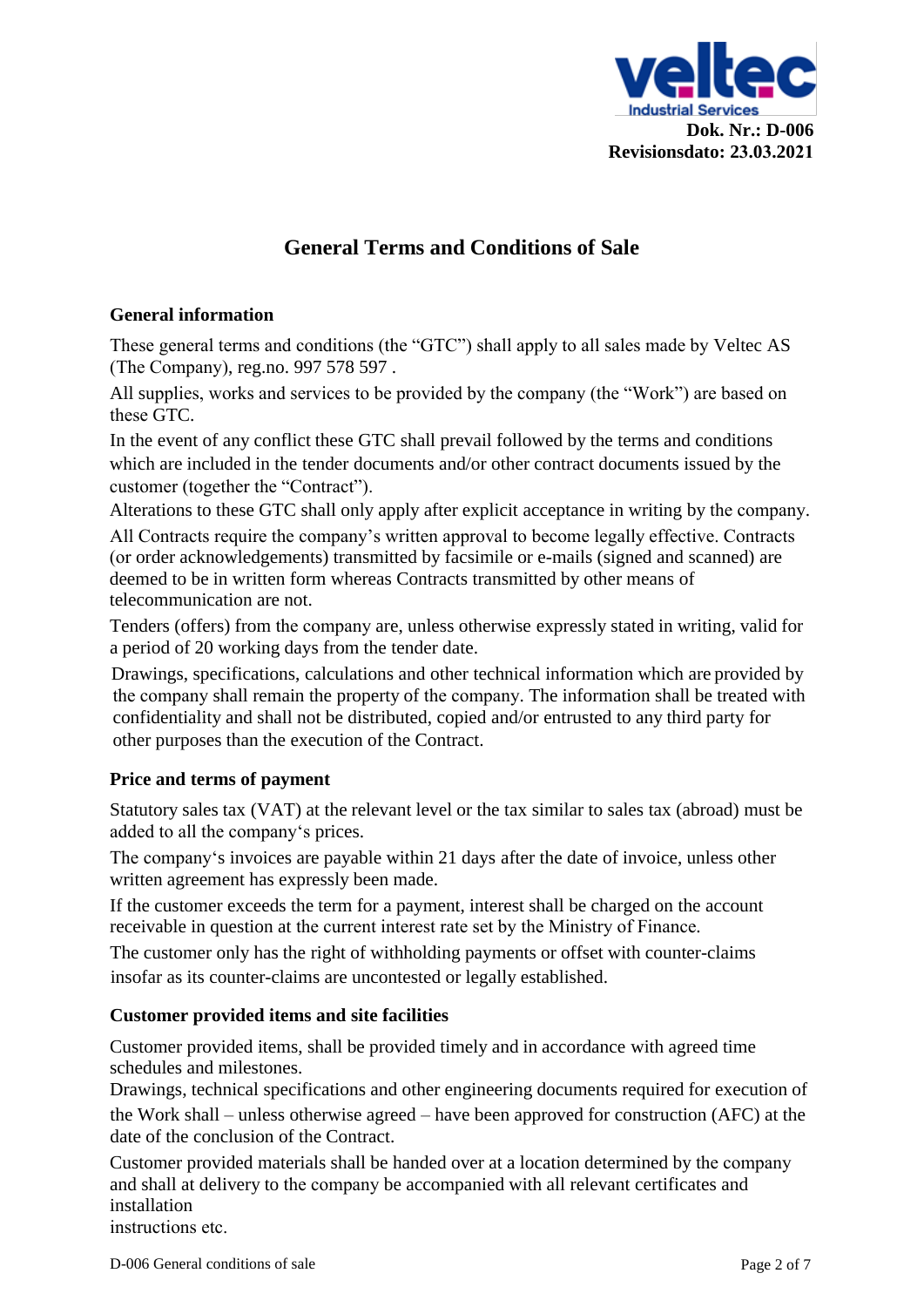## General Terms and Conditions of Sale

### General information

These general terms and conditions (the "GTC") shall apply to all sales made by Veltec AS (The Company), reg.no. 997 578 597 .

All supplies, works and services to be provided by the company (the "Work") are based on these GTC.

In the event of any conflict these GTC shall prevail followed by the terms and conditions which are included in the tender documents and/or other contract documents issued by the customer (together the "Contract").

Alterations to these GTC shall only apply after explicit acceptance in writing by the company.

All Contracts require the company's written approval to become legally effective. Contracts (or order acknowledgements) transmitted by facsimile or e-mails (signed and scanned) are deemed to be in written form whereas Contracts transmitted by other means of telecommunication are not.

Tenders (offers) from the company are, unless otherwise expressly stated in writing, valid for a period of 20 working days from the tender date.

Drawings, specifications, calculations and other technical information which are provided by the company shall remain the property of the company. The information shall be treated with confidentiality and shall not be distributed, copied and/or entrusted to any third party for other purposes than the execution of the Contract.

### Price and terms of payment

Statutory sales tax (VAT) at the relevant level or the tax similar to sales tax (abroad) must be added to all the company's prices.

The company's invoices are payable within 21 days after the date of invoice, unless other written agreement has expressly been made.

If the customer exceeds the term for a payment, interest shall be charged on the account receivable in question at the current interest rate set by the Ministry of Finance.

The customer only has the right of withholding payments or offset with counter-claims insofar as its counter-claims are uncontested or legally established.

### Customer provided items and site facilities

Customer provided items, shall be provided timely and in accordance with agreed time schedules and milestones.

Drawings, technical specifications and other engineering documents required for execution of the Work shall – unless otherwise agreed – have been approved for construction (AFC) at the date of the conclusion of the Contract.

Customer provided materials shall be handed over at a location determined by the company and shall at delivery to the company be accompanied with all relevant certificates and installation instructions etc.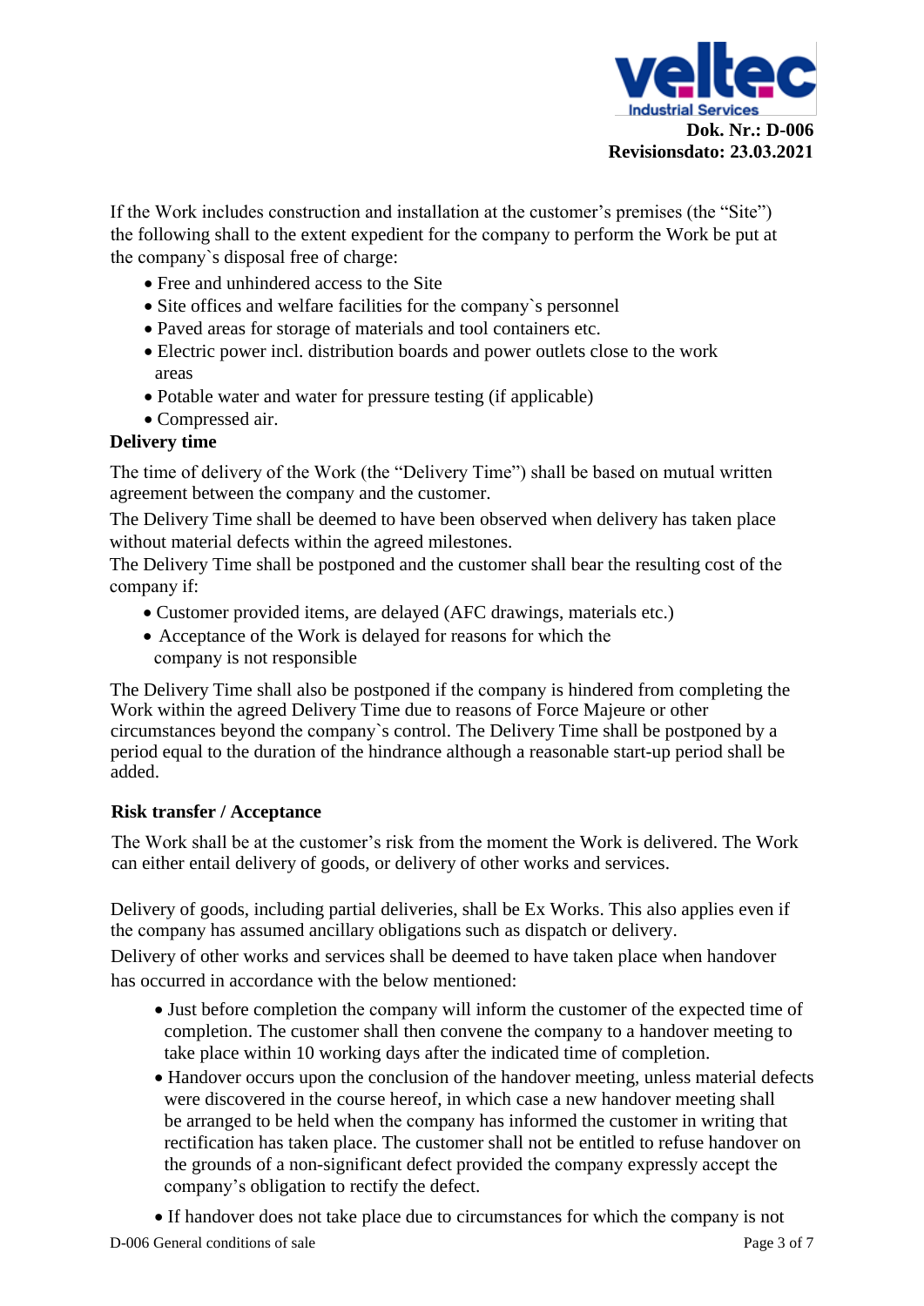If the Work includes construction and installation at the customer's premises (the "Site") the following shall to the extent expedient for the company to perform the Work be put at the company`s disposal free of charge:

- Free and unhindered access to the Site
- Site offices and welfare facilities for the company`s personnel
- Paved areas for storage of materials and tool containers etc.
- Electric power incl. distribution boards and power outlets close to the work areas
- Potable water and water for pressure testing (if applicable)
- Compressed air.

**Delivery time**

The time of delivery of the Work (the "Delivery Time") shall be based on mutual written agreement between the company and the customer.

The Delivery Time shall be deemed to have been observed when delivery has taken place without material defects within the agreed milestones.

The Delivery Time shall be postponed and the customer shall bear the resulting cost of the company if:

- Customer provided items, are delayed (AFC drawings, materials etc.)
- Acceptance of the Work is delayed for reasons for which the company is not responsible

The Delivery Time shall also be postponed if the company is hindered from completing the Work within the agreed Delivery Time due to reasons of Force Majeure or other circumstances beyond the company`s control. The Delivery Time shall be postponed by a period equal to the duration of the hindrance although a reasonable start-up period shall be added.

**Risk transfer / Acceptance**

The Work shall be at the customer's risk from the moment the Work is delivered. The Work can either entail delivery of goods, or delivery of other works and services.

Delivery of goods, including partial deliveries, shall be Ex Works. This also applies even if the company has assumed ancillary obligations such as dispatch or delivery.

Delivery of other works and services shall be deemed to have taken place when handover has occurred in accordance with the below mentioned:

- Just before completion the company will inform the customer of the expected time of completion. The customer shall then convene the company to a handover meeting to take place within 10 working days after the indicated time of completion.
- Handover occurs upon the conclusion of the handover meeting, unless material defects were discovered in the course hereof, in which case a new handover meeting shall be arranged to be held when the company has informed the customer in writing that rectification has taken place. The customer shall not be entitled to refuse handover on the grounds of a non-significant defect provided the company expressly accept the company's obligation to rectify the defect.
- If handover does not take place due to circumstances for which the company is not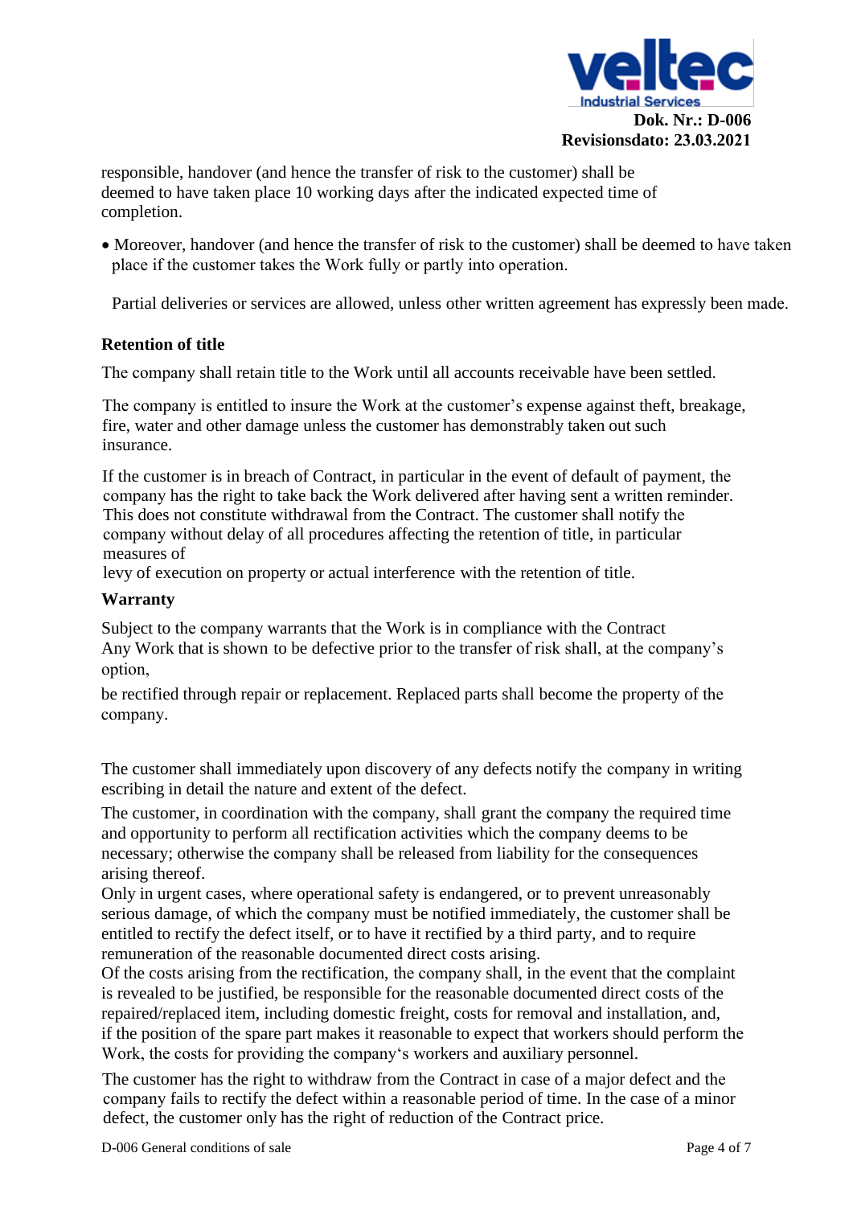responsible, handover (and hence the transfer of risk to the customer) shall be deemed to have taken place 10 working days after the indicated expected time of completion.

- Moreover, handover (and hence the transfer of risk to the customer) shall be deemed to have taken place if the customer takes the Work fully or partly into operation.

Partial deliveries or services are allowed, unless other written agreement has expressly been made.

**Retention of title**

The company shall retain title to the Work until all accounts receivable have been settled.

The company is entitled to insure the Work at the customer's expense against theft, breakage, fire, water and other damage unless the customer has demonstrably taken out such insurance.

If the customer is in breach of Contract, in particular in the event of default of payment, the company has the right to take back the Work delivered after having sent a written reminder. This does not constitute withdrawal from the Contract. The customer shall notify the company without delay of all procedures affecting the retention of title, in particular measures of levy of execution on property or actual interference with the retention of title.

**Warranty**

Subject to the company warrants that the Work is in compliance with the Contract Any Work that is shown to be defective prior to the transfer of risk shall, at the company's option,

be rectified through repair or replacement. Replaced parts shall become the property of the company.

The customer shall immediately upon discovery of any defects notify the company in writing escribing in detail the nature and extent of the defect.

The customer, in coordination with the company, shall grant the company the required time and opportunity to perform all rectification activities which the company deems to be necessary; otherwise the company shall be released from liability for the consequences arising thereof.
Only in urgent cases, where operational safety is endangered, or to prevent unreasonably serious damage, of which the company must be notified immediately, the customer shall be entitled to rectify the defect itself, or to have it rectified by a third party, and to require remuneration of the reasonable documented direct costs arising.
Of the costs arising from the rectification, the company shall, in the event that the complaint is revealed to be justified, be responsible for the reasonable documented direct costs of the repaired/replaced item, including domestic freight, costs for removal and installation, and, if the position of the spare part makes it reasonable to expect that workers should perform the Work, the costs for providing the company's workers and auxiliary personnel.

The customer has the right to withdraw from the Contract in case of a major defect and the company fails to rectify the defect within a reasonable period of time. In the case of a minor defect, the customer only has the right of reduction of the Contract price.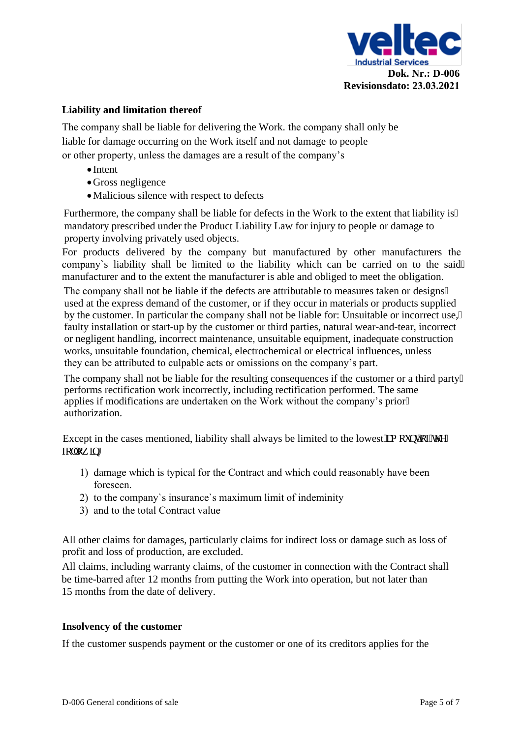## Liability and limitation thereof

The company shall be liable for delivering the Work. the company shall only be liable for damage occurring on the Work itself and not damage to people or other property, unless the damages are a result of the company's

- Intent
- Gross negligence
- Malicious silence with respect to defects

Furthermore, the company shall be liable for defects in the Work to the extent that liability is mandatory prescribed under the Product Liability Law for injury to people or damage to property involving privately used objects.

For products delivered by the company but manufactured by other manufacturers the company`s liability shall be limited to the liability which can be carried on to the said manufacturer and to the extent the manufacturer is able and obliged to meet the obligation.

The company shall not be liable if the defects are attributable to measures taken or designs used at the express demand of the customer, or if they occur in materials or products supplied by the customer. In particular the company shall not be liable for: Unsuitable or incorrect use, faulty installation or start-up by the customer or third parties, natural wear-and-tear, incorrect or negligent handling, incorrect maintenance, unsuitable equipment, inadequate construction works, unsuitable foundation, chemical, electrochemical or electrical influences, unless they can be attributed to culpable acts or omissions on the company's part.

The company shall not be liable for the resulting consequences if the customer or a third party performs rectification work incorrectly, including rectification performed. The same applies if modifications are undertaken on the Work without the company's prior authorization.

Except in the cases mentioned, liability shall always be limited to the lowest amount of the following

1) damage which is typical for the Contract and which could reasonably have been foreseen.
2) to the company`s insurance`s maximum limit of indeminity
3) and to the total Contract value

All other claims for damages, particularly claims for indirect loss or damage such as loss of profit and loss of production, are excluded.

All claims, including warranty claims, of the customer in connection with the Contract shall be time-barred after 12 months from putting the Work into operation, but not later than 15 months from the date of delivery.

## Insolvency of the customer

If the customer suspends payment or the customer or one of its creditors applies for the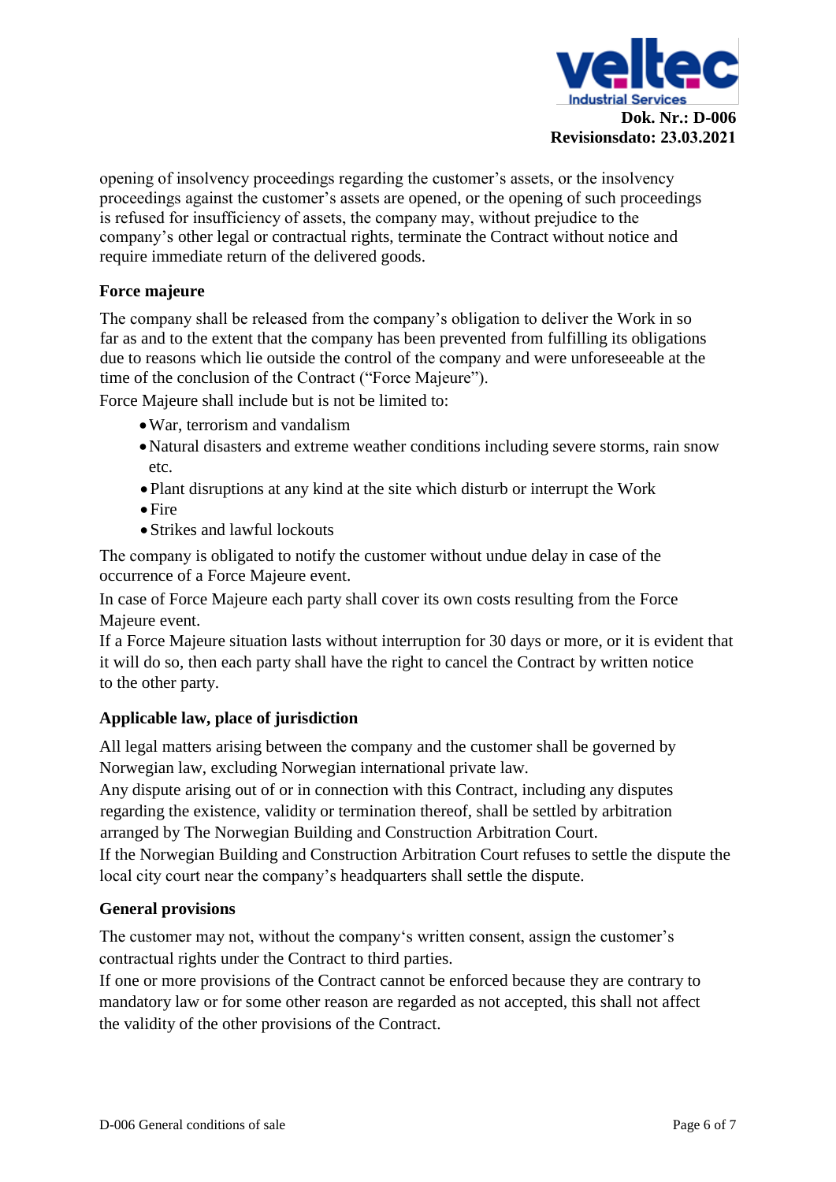opening of insolvency proceedings regarding the customer's assets, or the insolvency proceedings against the customer's assets are opened, or the opening of such proceedings is refused for insufficiency of assets, the company may, without prejudice to the company's other legal or contractual rights, terminate the Contract without notice and require immediate return of the delivered goods.

**Force majeure**

The company shall be released from the company's obligation to deliver the Work in so far as and to the extent that the company has been prevented from fulfilling its obligations due to reasons which lie outside the control of the company and were unforeseeable at the time of the conclusion of the Contract ("Force Majeure").

Force Majeure shall include but is not be limited to:

- War, terrorism and vandalism
- Natural disasters and extreme weather conditions including severe storms, rain snow etc.
- Plant disruptions at any kind at the site which disturb or interrupt the Work
- Fire
- Strikes and lawful lockouts

The company is obligated to notify the customer without undue delay in case of the occurrence of a Force Majeure event.

In case of Force Majeure each party shall cover its own costs resulting from the Force Majeure event.

If a Force Majeure situation lasts without interruption for 30 days or more, or it is evident that it will do so, then each party shall have the right to cancel the Contract by written notice to the other party.

**Applicable law, place of jurisdiction**

All legal matters arising between the company and the customer shall be governed by Norwegian law, excluding Norwegian international private law.

Any dispute arising out of or in connection with this Contract, including any disputes regarding the existence, validity or termination thereof, shall be settled by arbitration arranged by The Norwegian Building and Construction Arbitration Court.

If the Norwegian Building and Construction Arbitration Court refuses to settle the dispute the local city court near the company's headquarters shall settle the dispute.

**General provisions**

The customer may not, without the company's written consent, assign the customer's contractual rights under the Contract to third parties.

If one or more provisions of the Contract cannot be enforced because they are contrary to mandatory law or for some other reason are regarded as not accepted, this shall not affect the validity of the other provisions of the Contract.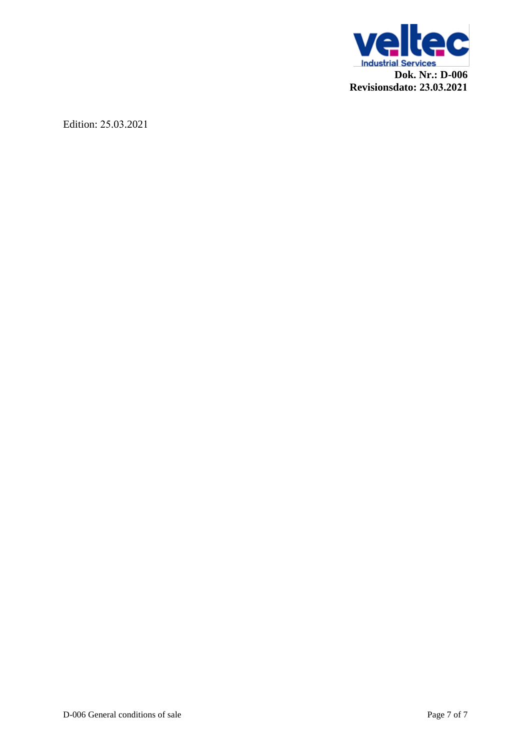Edition: 25.03.2021